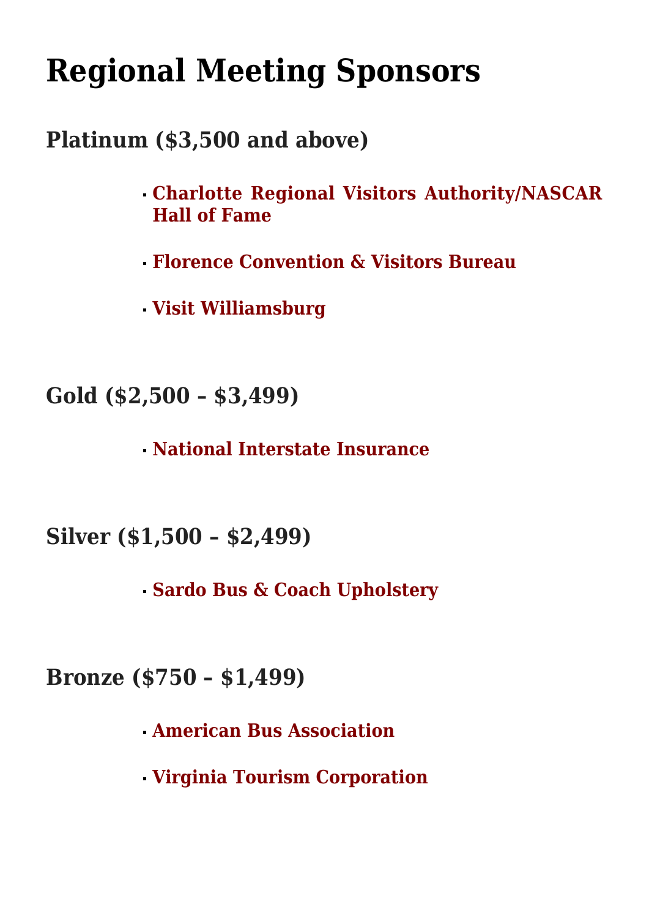# Regional Meeting Sponsors

## Platinum ($3,500 and above)

- **Charlotte Regional Visitors Authority/NASCAR Hall of Fame**
- **Florence Convention & Visitors Bureau**
- **Visit Williamsburg**

## Gold ($2,500 – $3,499)

- **National Interstate Insurance**

## Silver ($1,500 – $2,499)

- **Sardo Bus & Coach Upholstery**

## Bronze ($750 – $1,499)

- **American Bus Association**
- **Virginia Tourism Corporation**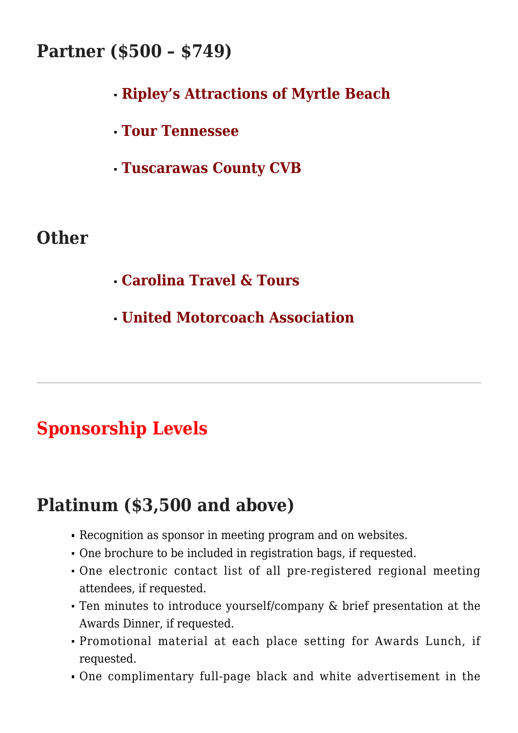## Partner ($500 – $749)

- **Ripley's Attractions of Myrtle Beach**
- **Tour Tennessee**
- **Tuscarawas County CVB**

## Other

- **Carolina Travel & Tours**
- **United Motorcoach Association**

---

## Sponsorship Levels

## Platinum ($3,500 and above)

- Recognition as sponsor in meeting program and on websites.
- One brochure to be included in registration bags, if requested.
- One electronic contact list of all pre-registered regional meeting attendees, if requested.
- Ten minutes to introduce yourself/company & brief presentation at the Awards Dinner, if requested.
- Promotional material at each place setting for Awards Lunch, if requested.
- One complimentary full-page black and white advertisement in the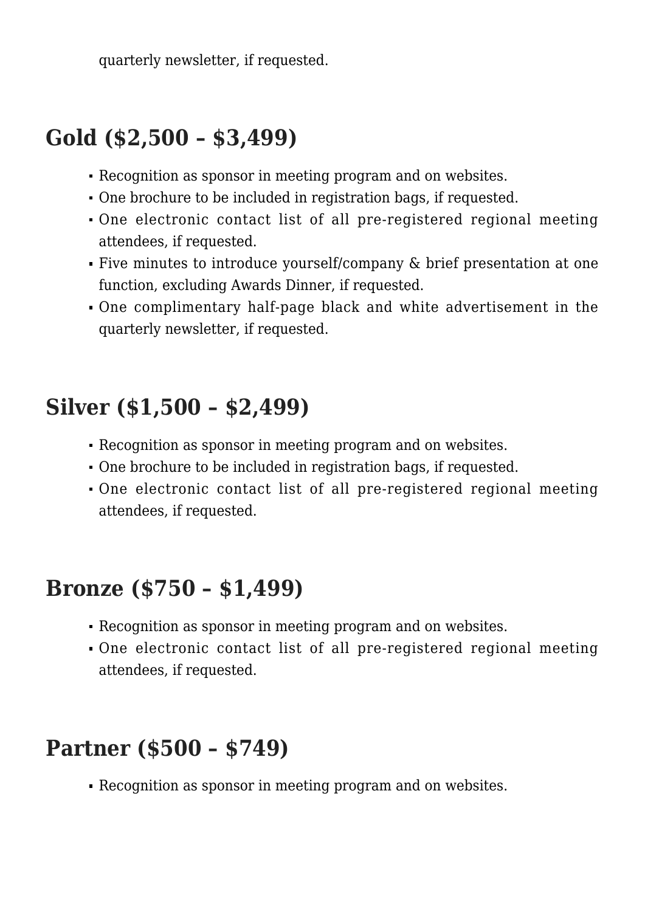quarterly newsletter, if requested.

## Gold ($2,500 – $3,499)

- Recognition as sponsor in meeting program and on websites.
- One brochure to be included in registration bags, if requested.
- One electronic contact list of all pre-registered regional meeting attendees, if requested.
- Five minutes to introduce yourself/company & brief presentation at one function, excluding Awards Dinner, if requested.
- One complimentary half-page black and white advertisement in the quarterly newsletter, if requested.

## Silver ($1,500 – $2,499)

- Recognition as sponsor in meeting program and on websites.
- One brochure to be included in registration bags, if requested.
- One electronic contact list of all pre-registered regional meeting attendees, if requested.

## Bronze ($750 – $1,499)

- Recognition as sponsor in meeting program and on websites.
- One electronic contact list of all pre-registered regional meeting attendees, if requested.

## Partner ($500 – $749)

- Recognition as sponsor in meeting program and on websites.